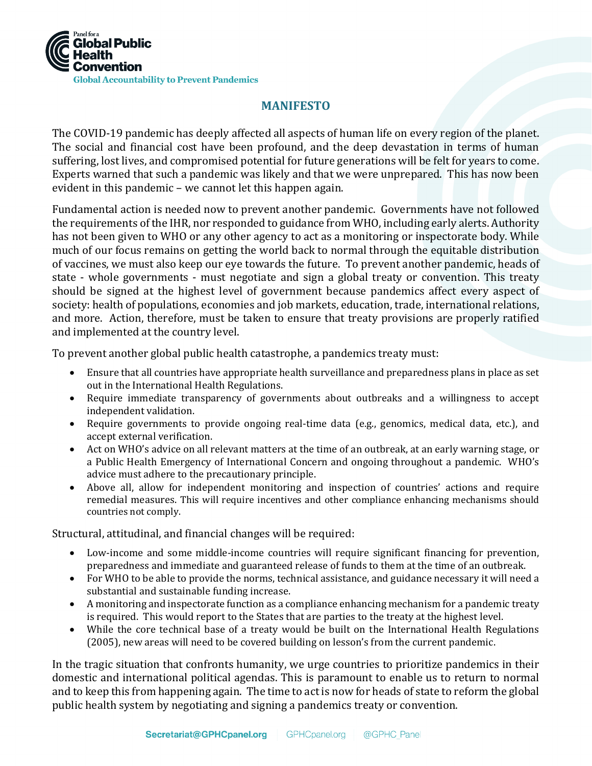Panel for a
**Global Public Health Convention**
Global Accountability to Prevent Pandemics

# MANIFESTO

The COVID-19 pandemic has deeply affected all aspects of human life on every region of the planet. The social and financial cost have been profound, and the deep devastation in terms of human suffering, lost lives, and compromised potential for future generations will be felt for years to come. Experts warned that such a pandemic was likely and that we were unprepared. This has now been evident in this pandemic – we cannot let this happen again.

Fundamental action is needed now to prevent another pandemic. Governments have not followed the requirements of the IHR, nor responded to guidance from WHO, including early alerts. Authority has not been given to WHO or any other agency to act as a monitoring or inspectorate body. While much of our focus remains on getting the world back to normal through the equitable distribution of vaccines, we must also keep our eye towards the future. To prevent another pandemic, heads of state - whole governments - must negotiate and sign a global treaty or convention. This treaty should be signed at the highest level of government because pandemics affect every aspect of society: health of populations, economies and job markets, education, trade, international relations, and more. Action, therefore, must be taken to ensure that treaty provisions are properly ratified and implemented at the country level.

To prevent another global public health catastrophe, a pandemics treaty must:

- Ensure that all countries have appropriate health surveillance and preparedness plans in place as set out in the International Health Regulations.
- Require immediate transparency of governments about outbreaks and a willingness to accept independent validation.
- Require governments to provide ongoing real-time data (e.g., genomics, medical data, etc.), and accept external verification.
- Act on WHO's advice on all relevant matters at the time of an outbreak, at an early warning stage, or a Public Health Emergency of International Concern and ongoing throughout a pandemic. WHO's advice must adhere to the precautionary principle.
- Above all, allow for independent monitoring and inspection of countries' actions and require remedial measures. This will require incentives and other compliance enhancing mechanisms should countries not comply.

Structural, attitudinal, and financial changes will be required:

- Low-income and some middle-income countries will require significant financing for prevention, preparedness and immediate and guaranteed release of funds to them at the time of an outbreak.
- For WHO to be able to provide the norms, technical assistance, and guidance necessary it will need a substantial and sustainable funding increase.
- A monitoring and inspectorate function as a compliance enhancing mechanism for a pandemic treaty is required. This would report to the States that are parties to the treaty at the highest level.
- While the core technical base of a treaty would be built on the International Health Regulations (2005), new areas will need to be covered building on lesson's from the current pandemic.

In the tragic situation that confronts humanity, we urge countries to prioritize pandemics in their domestic and international political agendas. This is paramount to enable us to return to normal and to keep this from happening again. The time to act is now for heads of state to reform the global public health system by negotiating and signing a pandemics treaty or convention.

Secretariat@GPHCpanel.org | GPHCpanel.org | @GPHC_Panel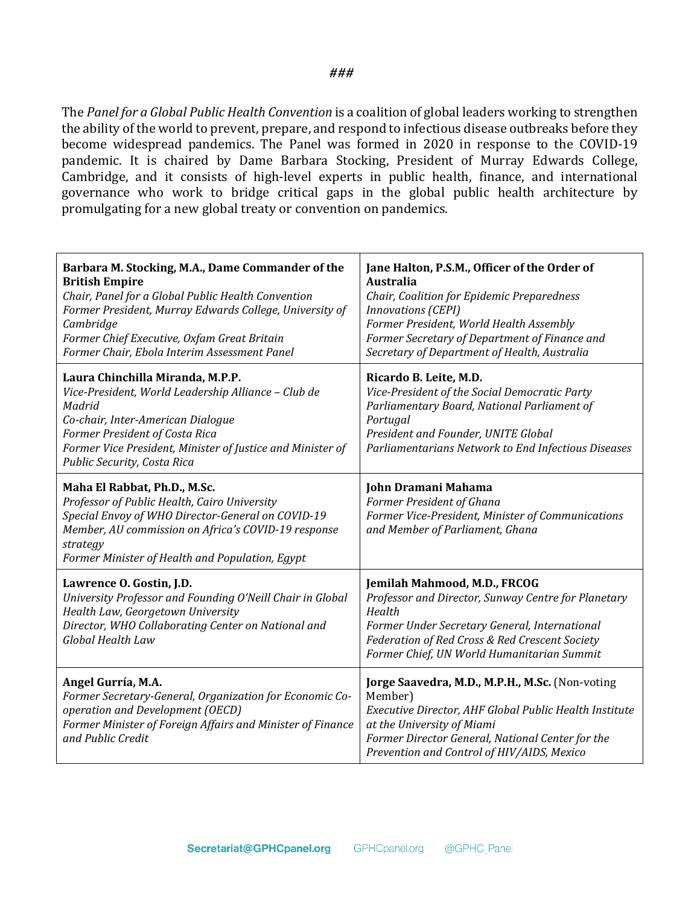###

The *Panel for a Global Public Health Convention* is a coalition of global leaders working to strengthen the ability of the world to prevent, prepare, and respond to infectious disease outbreaks before they become widespread pandemics. The Panel was formed in 2020 in response to the COVID-19 pandemic. It is chaired by Dame Barbara Stocking, President of Murray Edwards College, Cambridge, and it consists of high-level experts in public health, finance, and international governance who work to bridge critical gaps in the global public health architecture by promulgating for a new global treaty or convention on pandemics.

| | |
|---|---|
| **Barbara M. Stocking, M.A., Dame Commander of the British Empire**<br>*Chair, Panel for a Global Public Health Convention*<br>*Former President, Murray Edwards College, University of Cambridge*<br>*Former Chief Executive, Oxfam Great Britain*<br>*Former Chair, Ebola Interim Assessment Panel* | **Jane Halton, P.S.M., Officer of the Order of Australia**<br>*Chair, Coalition for Epidemic Preparedness Innovations (CEPI)*<br>*Former President, World Health Assembly*<br>*Former Secretary of Department of Finance and Secretary of Department of Health, Australia* |
| **Laura Chinchilla Miranda, M.P.P.**<br>*Vice-President, World Leadership Alliance – Club de Madrid*<br>*Co-chair, Inter-American Dialogue*<br>*Former President of Costa Rica*<br>*Former Vice President, Minister of Justice and Minister of Public Security, Costa Rica* | **Ricardo B. Leite, M.D.**<br>*Vice-President of the Social Democratic Party Parliamentary Board, National Parliament of Portugal*<br>*President and Founder, UNITE Global Parliamentarians Network to End Infectious Diseases* |
| **Maha El Rabbat, Ph.D., M.Sc.**<br>*Professor of Public Health, Cairo University*<br>*Special Envoy of WHO Director-General on COVID-19*<br>*Member, AU commission on Africa's COVID-19 response strategy*<br>*Former Minister of Health and Population, Egypt* | **John Dramani Mahama**<br>*Former President of Ghana*<br>*Former Vice-President, Minister of Communications and Member of Parliament, Ghana* |
| **Lawrence O. Gostin, J.D.**<br>*University Professor and Founding O'Neill Chair in Global Health Law, Georgetown University*<br>*Director, WHO Collaborating Center on National and Global Health Law* | **Jemilah Mahmood, M.D., FRCOG**<br>*Professor and Director, Sunway Centre for Planetary Health*<br>*Former Under Secretary General, International Federation of Red Cross & Red Crescent Society*<br>*Former Chief, UN World Humanitarian Summit* |
| **Angel Gurría, M.A.**<br>*Former Secretary-General, Organization for Economic Co-operation and Development (OECD)*<br>*Former Minister of Foreign Affairs and Minister of Finance and Public Credit* | **Jorge Saavedra, M.D., M.P.H., M.Sc.** (Non-voting Member)<br>*Executive Director, AHF Global Public Health Institute at the University of Miami*<br>*Former Director General, National Center for the Prevention and Control of HIV/AIDS, Mexico* |

Secretariat@GPHCpanel.org | GPHCpanel.org | @GPHC_Panel